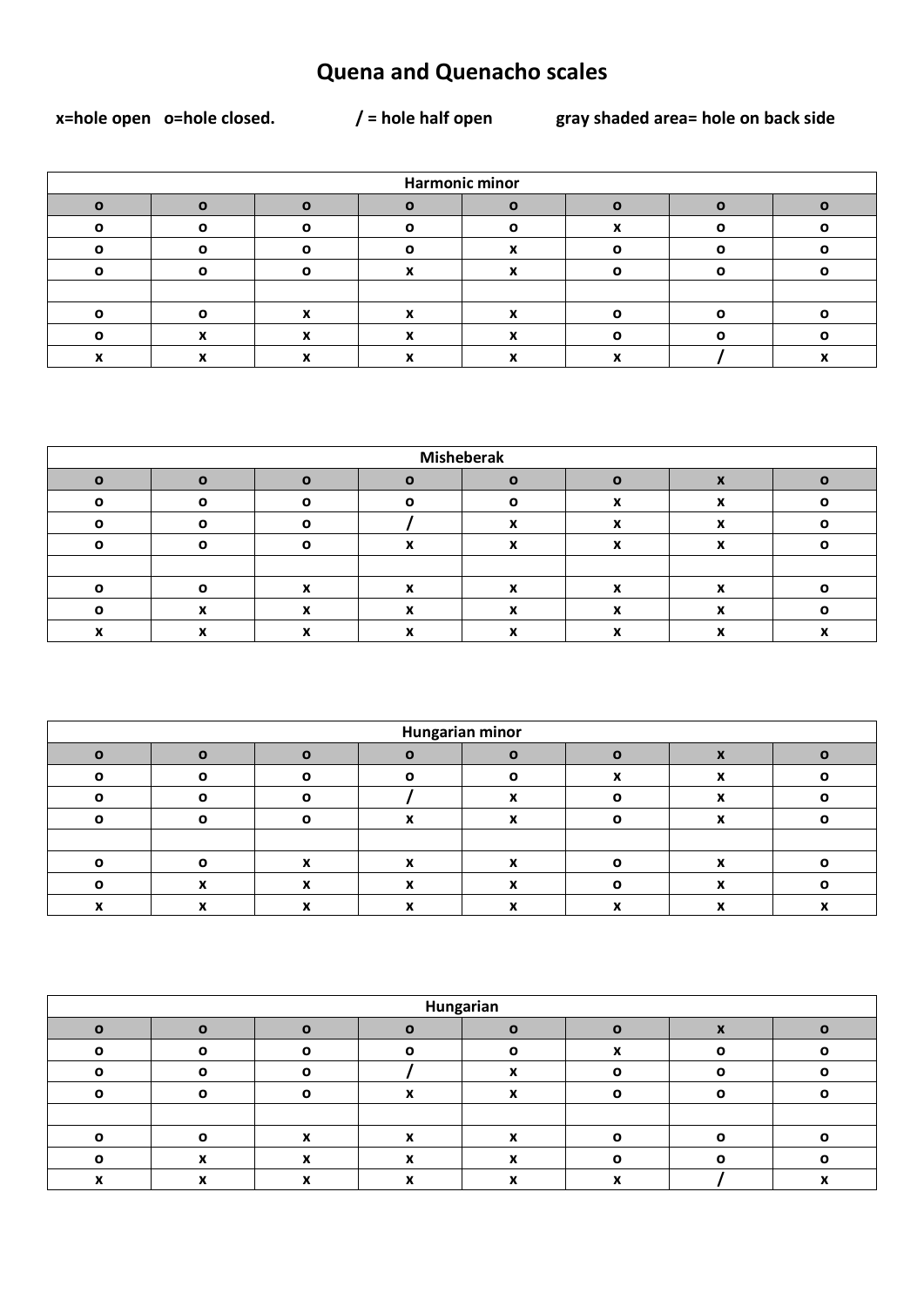# Quena and Quenacho scales

x=hole open   o=hole closed.   / = hole half open   gray shaded area= hole on back side

| Harmonic minor | | | | | | | |
|---|---|---|---|---|---|---|---|
| o | o | o | o | o | o | o | o |
| o | o | o | o | o | x | o | o |
| o | o | o | o | x | o | o | o |
| o | o | o | x | x | o | o | o |
| | | | | | | | |
| o | o | x | x | x | o | o | o |
| o | x | x | x | x | o | o | o |
| x | x | x | x | x | x | / | x |

| Misheberak | | | | | | | |
|---|---|---|---|---|---|---|---|
| o | o | o | o | o | o | x | o |
| o | o | o | o | o | x | x | o |
| o | o | o | / | x | x | x | o |
| o | o | o | x | x | x | x | o |
| | | | | | | | |
| o | o | x | x | x | x | x | o |
| o | x | x | x | x | x | x | o |
| x | x | x | x | x | x | x | x |

| Hungarian minor | | | | | | | |
|---|---|---|---|---|---|---|---|
| o | o | o | o | o | o | x | o |
| o | o | o | o | o | x | x | o |
| o | o | o | / | x | o | x | o |
| o | o | o | x | x | o | x | o |
| | | | | | | | |
| o | o | x | x | x | o | x | o |
| o | x | x | x | x | o | x | o |
| x | x | x | x | x | x | x | x |

| Hungarian | | | | | | | |
|---|---|---|---|---|---|---|---|
| o | o | o | o | o | o | x | o |
| o | o | o | o | o | x | o | o |
| o | o | o | / | x | o | o | o |
| o | o | o | x | x | o | o | o |
| | | | | | | | |
| o | o | x | x | x | o | o | o |
| o | x | x | x | x | o | o | o |
| x | x | x | x | x | x | / | x |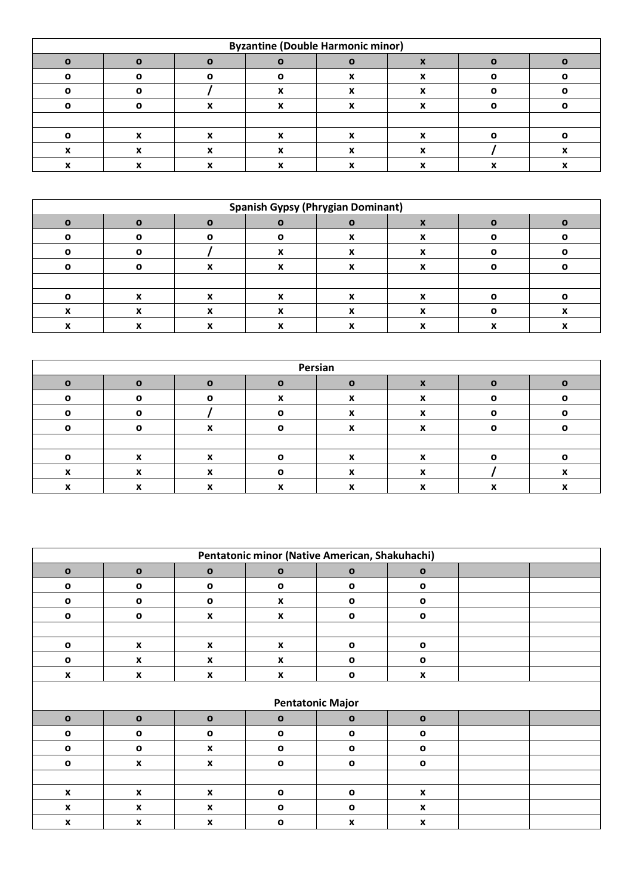| Byzantine (Double Harmonic minor) | | | | | | | |
|---|---|---|---|---|---|---|---|
| o | o | o | o | o | x | o | o |
| o | o | o | o | x | x | o | o |
| o | o | / | x | x | x | o | o |
| o | o | x | x | x | x | o | o |
| | | | | | | | |
| o | x | x | x | x | x | o | o |
| x | x | x | x | x | x | / | x |
| x | x | x | x | x | x | x | x |

| Spanish Gypsy (Phrygian Dominant) | | | | | | | |
|---|---|---|---|---|---|---|---|
| o | o | o | o | o | x | o | o |
| o | o | o | o | x | x | o | o |
| o | o | / | x | x | x | o | o |
| o | o | x | x | x | x | o | o |
| | | | | | | | |
| o | x | x | x | x | x | o | o |
| x | x | x | x | x | x | o | x |
| x | x | x | x | x | x | x | x |

| Persian | | | | | | | |
|---|---|---|---|---|---|---|---|
| o | o | o | o | o | x | o | o |
| o | o | o | x | x | x | o | o |
| o | o | / | o | x | x | o | o |
| o | o | x | o | x | x | o | o |
| | | | | | | | |
| o | x | x | o | x | x | o | o |
| x | x | x | o | x | x | / | x |
| x | x | x | x | x | x | x | x |

| Pentatonic minor (Native American, Shakuhachi) | | | | | | | |
|---|---|---|---|---|---|---|---|
| o | o | o | o | o | o | | |
| o | o | o | o | o | o | | |
| o | o | o | x | o | o | | |
| o | o | x | x | o | o | | |
| | | | | | | | |
| o | x | x | x | o | o | | |
| o | x | x | x | o | o | | |
| x | x | x | x | o | x | | |

| Pentatonic Major | | | | | | | |
|---|---|---|---|---|---|---|---|
| o | o | o | o | o | o | | |
| o | o | o | o | o | o | | |
| o | o | x | o | o | o | | |
| o | x | x | o | o | o | | |
| | | | | | | | |
| x | x | x | o | o | x | | |
| x | x | x | o | o | x | | |
| x | x | x | o | x | x | | |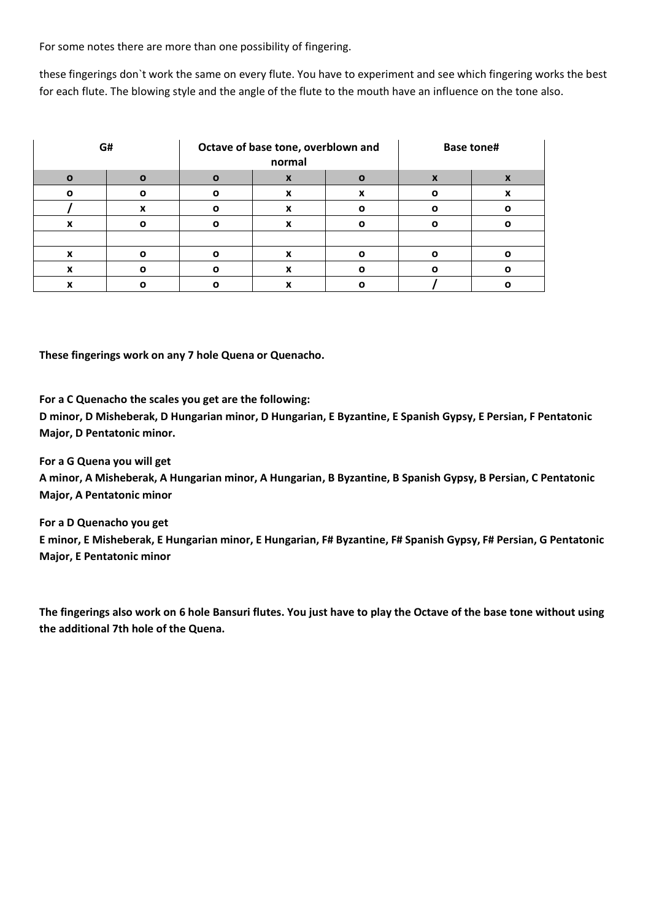For some notes there are more than one possibility of fingering.

these fingerings don`t work the same on every flute. You have to experiment and see which fingering works the best for each flute. The blowing style and the angle of the flute to the mouth have an influence on the tone also.

| G# | | Octave of base tone, overblown and normal | | | Base tone# | |
|---|---|---|---|---|---|---|
| o | o | o | x | o | x | x |
| o | o | o | x | x | o | x |
| / | x | o | x | o | o | o |
| x | o | o | x | o | o | o |
| | | | | | | |
| x | o | o | x | o | o | o |
| x | o | o | x | o | o | o |
| x | o | o | x | o | / | o |

**These fingerings work on any 7 hole Quena or Quenacho.**

**For a C Quenacho the scales you get are the following:**
**D minor, D Misheberak, D Hungarian minor, D Hungarian, E Byzantine, E Spanish Gypsy, E Persian, F Pentatonic Major, D Pentatonic minor.**

**For a G Quena you will get**
**A minor, A Misheberak, A Hungarian minor, A Hungarian, B Byzantine, B Spanish Gypsy, B Persian, C Pentatonic Major, A Pentatonic minor**

**For a D Quenacho you get**
**E minor, E Misheberak, E Hungarian minor, E Hungarian, F# Byzantine, F# Spanish Gypsy, F# Persian, G Pentatonic Major, E Pentatonic minor**

**The fingerings also work on 6 hole Bansuri flutes. You just have to play the Octave of the base tone without using the additional 7th hole of the Quena.**